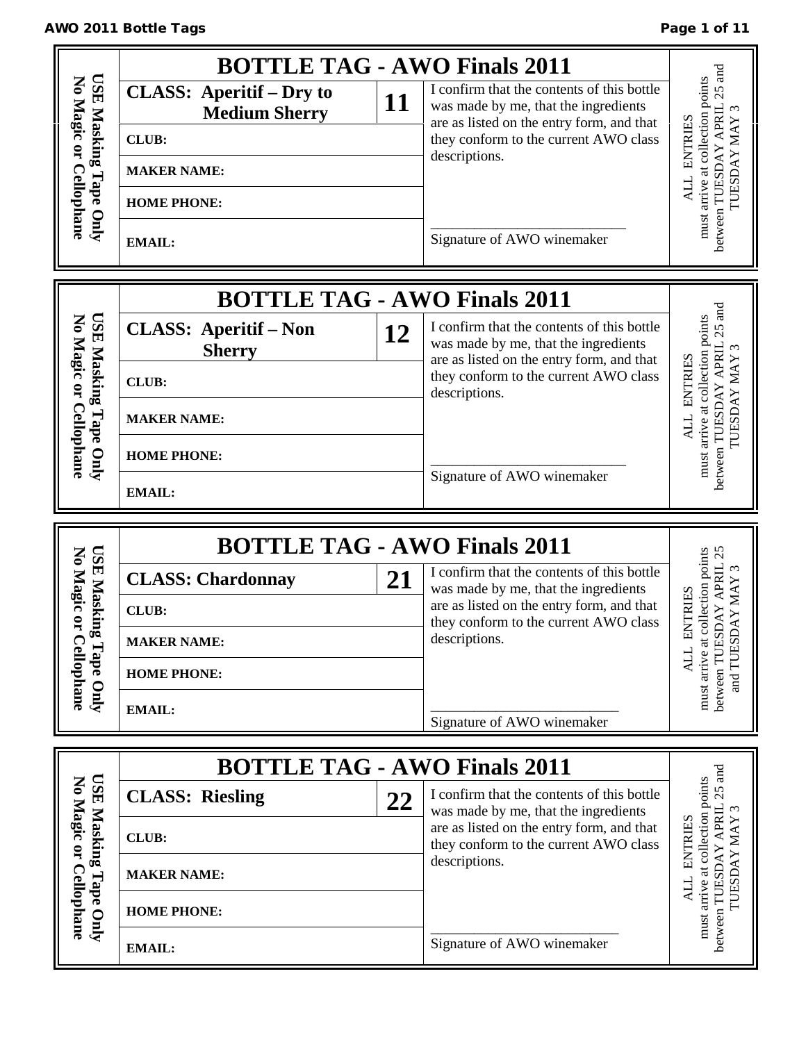## BOTTLE TAG - AWO Finals 2011

**USE Masking Tape Only**
**No Magic or Cellophane**

| **CLASS: Aperitif – Dry to Medium Sherry** | **11** |
|---|---|
| **CLUB:** | |
| **MAKER NAME:** | |
| **HOME PHONE:** | |
| **EMAIL:** | |

I confirm that the contents of this bottle was made by me, that the ingredients are as listed on the entry form, and that they conform to the current AWO class descriptions.

___________________________
Signature of AWO winemaker

ALL ENTRIES must arrive at collection points between TUESDAY APRIL 25 and TUESDAY MAY 3

## BOTTLE TAG - AWO Finals 2011

**USE Masking Tape Only**
**No Magic or Cellophane**

| **CLASS: Aperitif – Non Sherry** | **12** |
|---|---|
| **CLUB:** | |
| **MAKER NAME:** | |
| **HOME PHONE:** | |
| **EMAIL:** | |

I confirm that the contents of this bottle was made by me, that the ingredients are as listed on the entry form, and that they conform to the current AWO class descriptions.

___________________________
Signature of AWO winemaker

ALL ENTRIES must arrive at collection points between TUESDAY APRIL 25 and TUESDAY MAY 3

## BOTTLE TAG - AWO Finals 2011

**USE Masking Tape Only**
**No Magic or Cellophane**

| **CLASS: Chardonnay** | **21** |
|---|---|
| **CLUB:** | |
| **MAKER NAME:** | |
| **HOME PHONE:** | |
| **EMAIL:** | |

I confirm that the contents of this bottle was made by me, that the ingredients are as listed on the entry form, and that they conform to the current AWO class descriptions.

___________________________
Signature of AWO winemaker

ALL ENTRIES must arrive at collection points between TUESDAY APRIL 25 and TUESDAY MAY 3

## BOTTLE TAG - AWO Finals 2011

**USE Masking Tape Only**
**No Magic or Cellophane**

| **CLASS: Riesling** | **22** |
|---|---|
| **CLUB:** | |
| **MAKER NAME:** | |
| **HOME PHONE:** | |
| **EMAIL:** | |

I confirm that the contents of this bottle was made by me, that the ingredients are as listed on the entry form, and that they conform to the current AWO class descriptions.

___________________________
Signature of AWO winemaker

ALL ENTRIES must arrive at collection points between TUESDAY APRIL 25 and TUESDAY MAY 3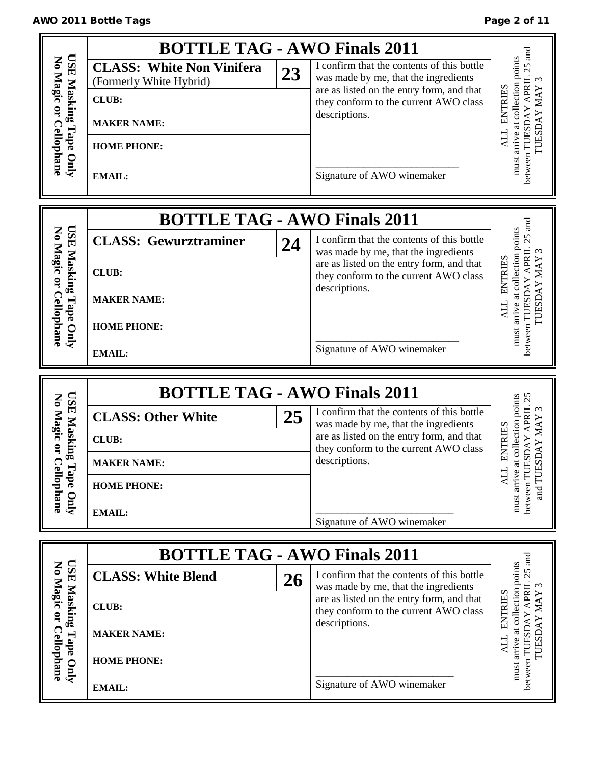## BOTTLE TAG - AWO Finals 2011

USE Masking Tape Only
No Magic or Cellophane

| **CLASS: White Non Vinifera** (Formerly White Hybrid) | **23** |
|---|---|
| **CLUB:** | |
| **MAKER NAME:** | |
| **HOME PHONE:** | |
| **EMAIL:** | |

I confirm that the contents of this bottle was made by me, that the ingredients are as listed on the entry form, and that they conform to the current AWO class descriptions.

___________________________
Signature of AWO winemaker

ALL ENTRIES must arrive at collection points between TUESDAY APRIL 25 and TUESDAY MAY 3

## BOTTLE TAG - AWO Finals 2011

USE Masking Tape Only
No Magic or Cellophane

| **CLASS: Gewurztraminer** | **24** |
|---|---|
| **CLUB:** | |
| **MAKER NAME:** | |
| **HOME PHONE:** | |
| **EMAIL:** | |

I confirm that the contents of this bottle was made by me, that the ingredients are as listed on the entry form, and that they conform to the current AWO class descriptions.

___________________________
Signature of AWO winemaker

ALL ENTRIES must arrive at collection points between TUESDAY APRIL 25 and TUESDAY MAY 3

## BOTTLE TAG - AWO Finals 2011

USE Masking Tape Only
No Magic or Cellophane

| **CLASS: Other White** | **25** |
|---|---|
| **CLUB:** | |
| **MAKER NAME:** | |
| **HOME PHONE:** | |
| **EMAIL:** | |

I confirm that the contents of this bottle was made by me, that the ingredients are as listed on the entry form, and that they conform to the current AWO class descriptions.

___________________________
Signature of AWO winemaker

ALL ENTRIES must arrive at collection points between TUESDAY APRIL 25 and TUESDAY MAY 3

## BOTTLE TAG - AWO Finals 2011

USE Masking Tape Only
No Magic or Cellophane

| **CLASS: White Blend** | **26** |
|---|---|
| **CLUB:** | |
| **MAKER NAME:** | |
| **HOME PHONE:** | |
| **EMAIL:** | |

I confirm that the contents of this bottle was made by me, that the ingredients are as listed on the entry form, and that they conform to the current AWO class descriptions.

___________________________
Signature of AWO winemaker

ALL ENTRIES must arrive at collection points between TUESDAY APRIL 25 and TUESDAY MAY 3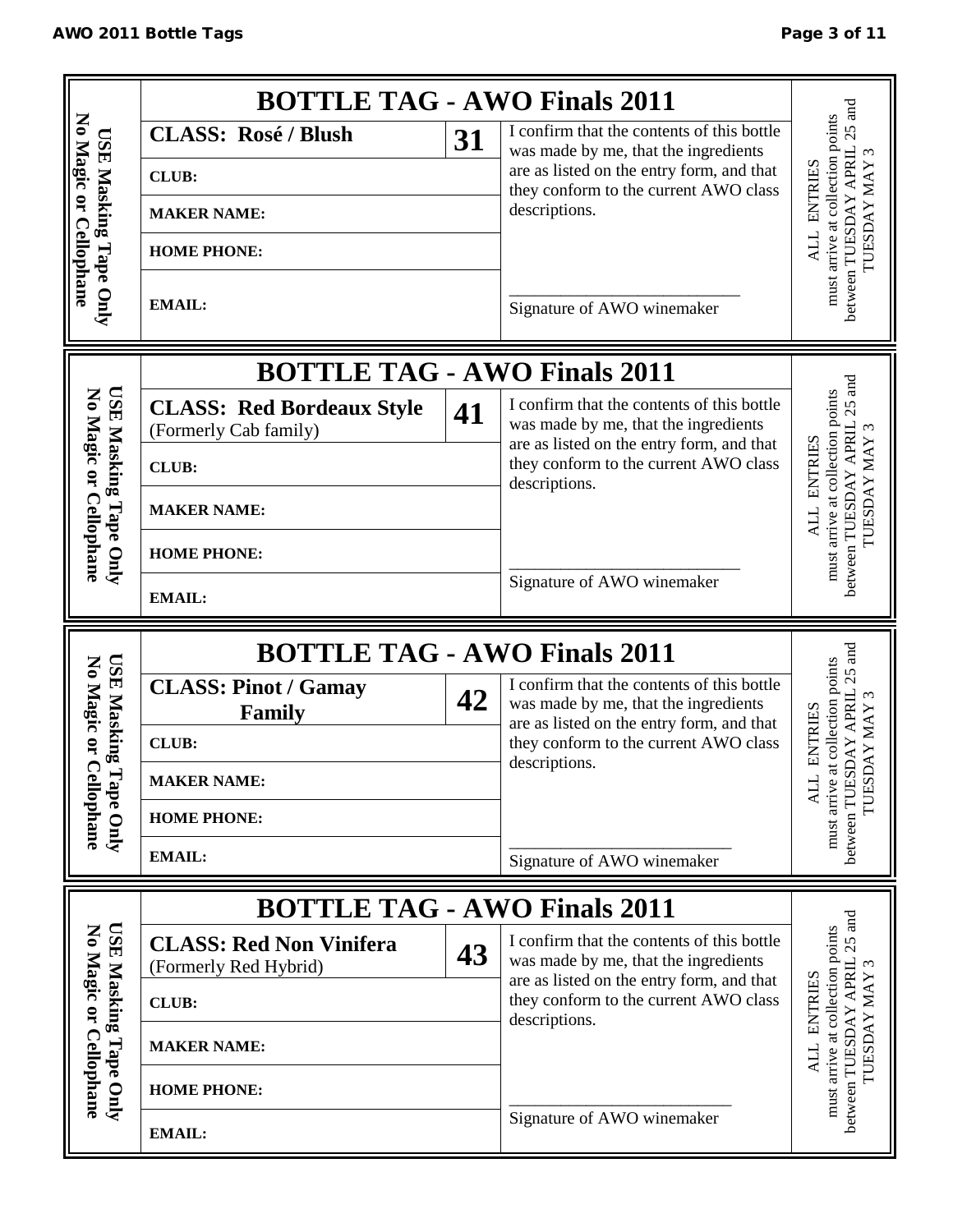**USE Masking Tape Only**
**No Magic or Cellophane**

## BOTTLE TAG - AWO Finals 2011

| **CLASS: Rosé / Blush** | **31** | I confirm that the contents of this bottle was made by me, that the ingredients are as listed on the entry form, and that they conform to the current AWO class descriptions. |
|---|---|---|
| **CLUB:** | | |
| **MAKER NAME:** | | |
| **HOME PHONE:** | | |
| **EMAIL:** | | ___________________________ Signature of AWO winemaker |

ALL ENTRIES must arrive at collection points between TUESDAY APRIL 25 and TUESDAY MAY 3

---

**USE Masking Tape Only**
**No Magic or Cellophane**

## BOTTLE TAG - AWO Finals 2011

| **CLASS: Red Bordeaux Style** (Formerly Cab family) | **41** | I confirm that the contents of this bottle was made by me, that the ingredients are as listed on the entry form, and that they conform to the current AWO class descriptions. |
|---|---|---|
| **CLUB:** | | |
| **MAKER NAME:** | | |
| **HOME PHONE:** | | ___________________________ |
| **EMAIL:** | | Signature of AWO winemaker |

ALL ENTRIES must arrive at collection points between TUESDAY APRIL 25 and TUESDAY MAY 3

---

**USE Masking Tape Only**
**No Magic or Cellophane**

## BOTTLE TAG - AWO Finals 2011

| **CLASS: Pinot / Gamay Family** | **42** | I confirm that the contents of this bottle was made by me, that the ingredients are as listed on the entry form, and that they conform to the current AWO class descriptions. |
|---|---|---|
| **CLUB:** | | |
| **MAKER NAME:** | | |
| **HOME PHONE:** | | |
| **EMAIL:** | | ___________________________ Signature of AWO winemaker |

ALL ENTRIES must arrive at collection points between TUESDAY APRIL 25 and TUESDAY MAY 3

---

**USE Masking Tape Only**
**No Magic or Cellophane**

## BOTTLE TAG - AWO Finals 2011

| **CLASS: Red Non Vinifera** (Formerly Red Hybrid) | **43** | I confirm that the contents of this bottle was made by me, that the ingredients are as listed on the entry form, and that they conform to the current AWO class descriptions. |
|---|---|---|
| **CLUB:** | | |
| **MAKER NAME:** | | |
| **HOME PHONE:** | | ___________________________ |
| **EMAIL:** | | Signature of AWO winemaker |

ALL ENTRIES must arrive at collection points between TUESDAY APRIL 25 and TUESDAY MAY 3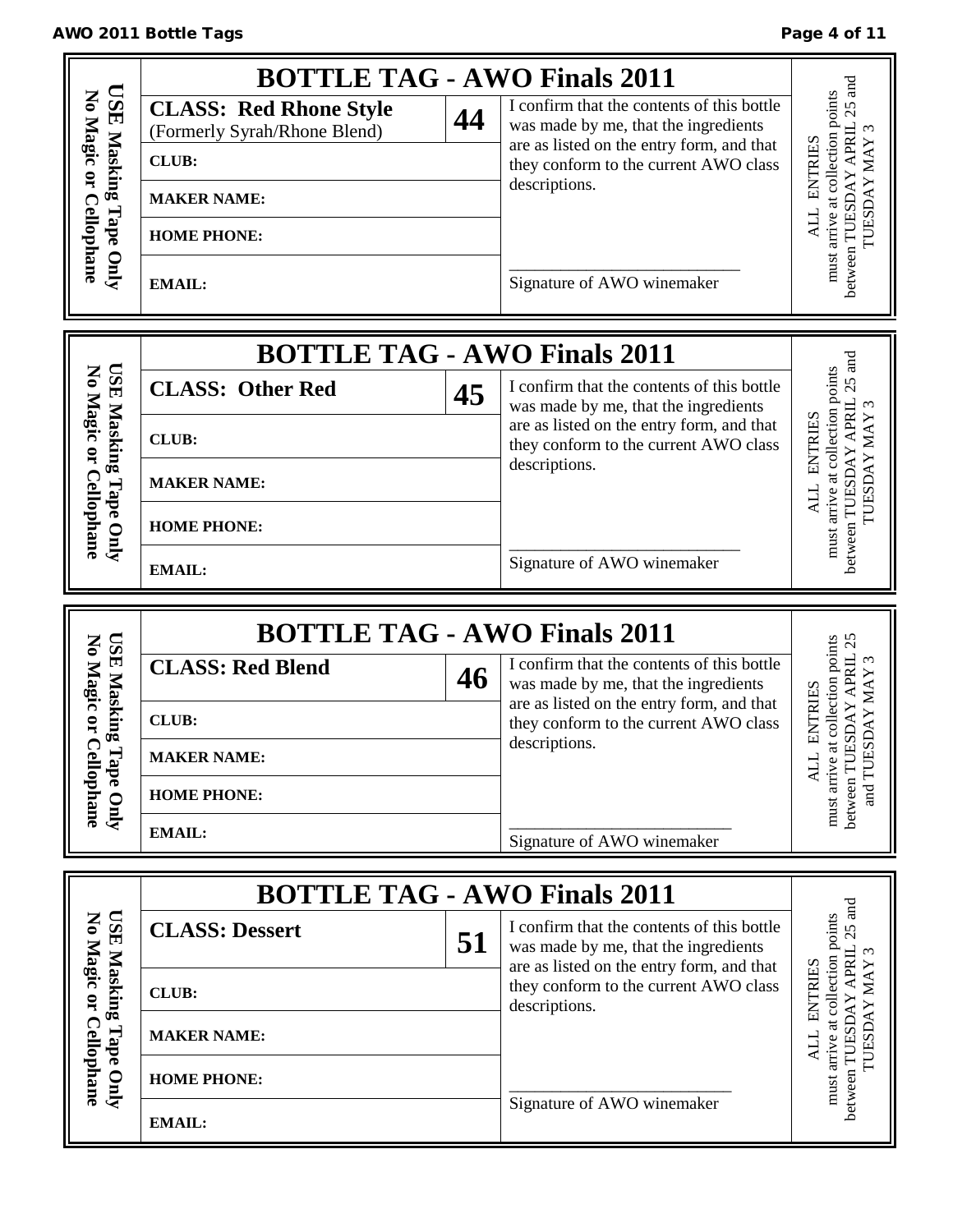## BOTTLE TAG - AWO Finals 2011

**USE Masking Tape Only**
**No Magic or Cellophane**

| **CLASS: Red Rhone Style** (Formerly Syrah/Rhone Blend) | **44** |
|---|---|
| **CLUB:** | |
| **MAKER NAME:** | |
| **HOME PHONE:** | |
| **EMAIL:** | |

I confirm that the contents of this bottle was made by me, that the ingredients are as listed on the entry form, and that they conform to the current AWO class descriptions.

\_\_\_\_\_\_\_\_\_\_\_\_\_\_\_\_\_\_\_\_\_\_\_\_\_\_\_
Signature of AWO winemaker

ALL ENTRIES must arrive at collection points between TUESDAY APRIL 25 and TUESDAY MAY 3

## BOTTLE TAG - AWO Finals 2011

**USE Masking Tape Only**
**No Magic or Cellophane**

| **CLASS: Other Red** | **45** |
|---|---|
| **CLUB:** | |
| **MAKER NAME:** | |
| **HOME PHONE:** | |
| **EMAIL:** | |

I confirm that the contents of this bottle was made by me, that the ingredients are as listed on the entry form, and that they conform to the current AWO class descriptions.

\_\_\_\_\_\_\_\_\_\_\_\_\_\_\_\_\_\_\_\_\_\_\_\_\_\_\_
Signature of AWO winemaker

ALL ENTRIES must arrive at collection points between TUESDAY APRIL 25 and TUESDAY MAY 3

## BOTTLE TAG - AWO Finals 2011

**USE Masking Tape Only**
**No Magic or Cellophane**

| **CLASS: Red Blend** | **46** |
|---|---|
| **CLUB:** | |
| **MAKER NAME:** | |
| **HOME PHONE:** | |
| **EMAIL:** | |

I confirm that the contents of this bottle was made by me, that the ingredients are as listed on the entry form, and that they conform to the current AWO class descriptions.

\_\_\_\_\_\_\_\_\_\_\_\_\_\_\_\_\_\_\_\_\_\_\_\_\_\_\_
Signature of AWO winemaker

ALL ENTRIES must arrive at collection points between TUESDAY APRIL 25 and TUESDAY MAY 3

## BOTTLE TAG - AWO Finals 2011

**USE Masking Tape Only**
**No Magic or Cellophane**

| **CLASS: Dessert** | **51** |
|---|---|
| **CLUB:** | |
| **MAKER NAME:** | |
| **HOME PHONE:** | |
| **EMAIL:** | |

I confirm that the contents of this bottle was made by me, that the ingredients are as listed on the entry form, and that they conform to the current AWO class descriptions.

\_\_\_\_\_\_\_\_\_\_\_\_\_\_\_\_\_\_\_\_\_\_\_\_\_\_\_
Signature of AWO winemaker

ALL ENTRIES must arrive at collection points between TUESDAY APRIL 25 and TUESDAY MAY 3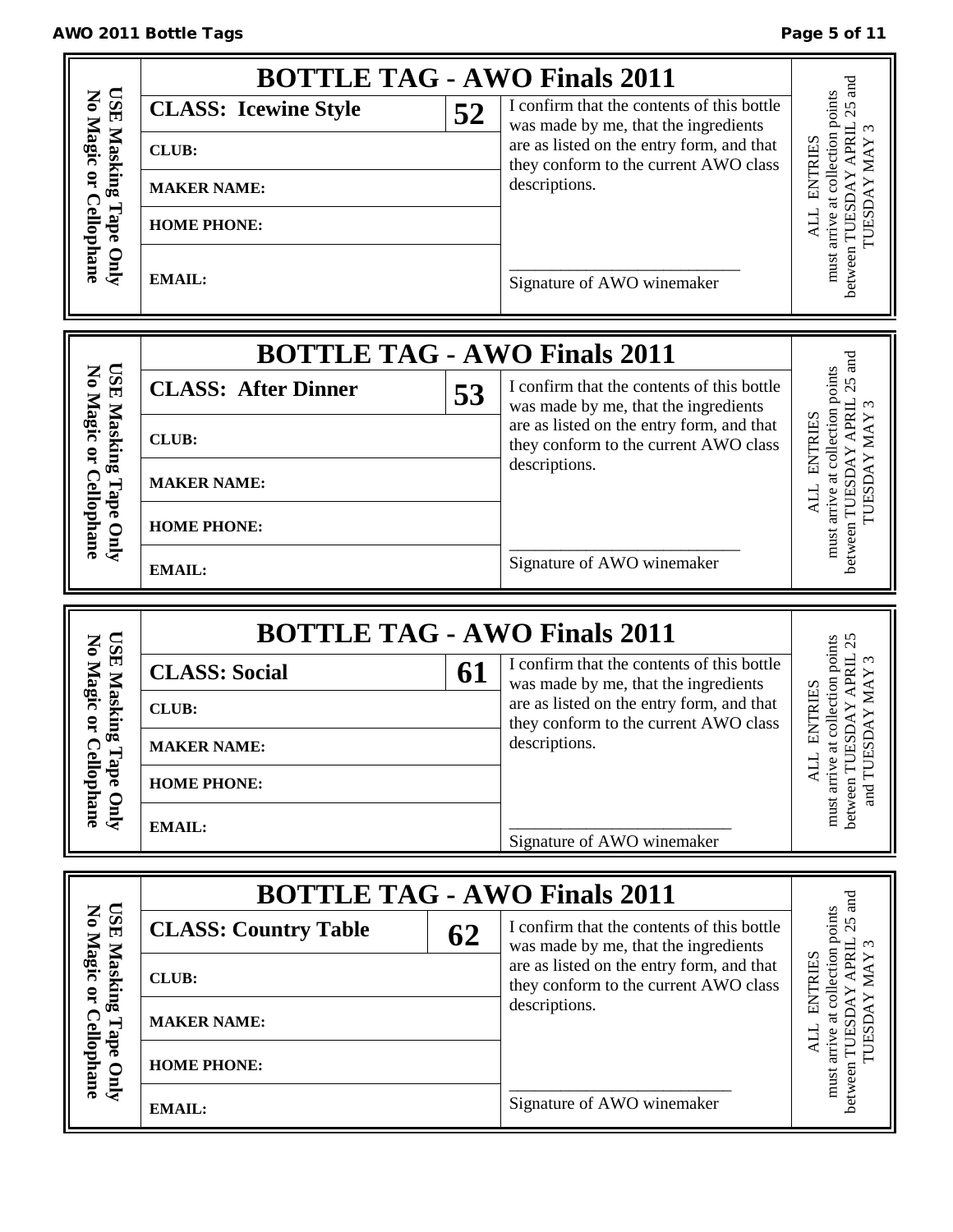## BOTTLE TAG - AWO Finals 2011

**USE Masking Tape Only**
**No Magic or Cellophane**

| **CLASS: Icewine Style** | **52** |
|---|---|
| **CLUB:** | |
| **MAKER NAME:** | |
| **HOME PHONE:** | |
| **EMAIL:** | |

I confirm that the contents of this bottle was made by me, that the ingredients are as listed on the entry form, and that they conform to the current AWO class descriptions.

___________________________
Signature of AWO winemaker

ALL ENTRIES must arrive at collection points between TUESDAY APRIL 25 and TUESDAY MAY 3

## BOTTLE TAG - AWO Finals 2011

**USE Masking Tape Only**
**No Magic or Cellophane**

| **CLASS: After Dinner** | **53** |
|---|---|
| **CLUB:** | |
| **MAKER NAME:** | |
| **HOME PHONE:** | |
| **EMAIL:** | |

I confirm that the contents of this bottle was made by me, that the ingredients are as listed on the entry form, and that they conform to the current AWO class descriptions.

___________________________
Signature of AWO winemaker

ALL ENTRIES must arrive at collection points between TUESDAY APRIL 25 and TUESDAY MAY 3

## BOTTLE TAG - AWO Finals 2011

**USE Masking Tape Only**
**No Magic or Cellophane**

| **CLASS: Social** | **61** |
|---|---|
| **CLUB:** | |
| **MAKER NAME:** | |
| **HOME PHONE:** | |
| **EMAIL:** | |

I confirm that the contents of this bottle was made by me, that the ingredients are as listed on the entry form, and that they conform to the current AWO class descriptions.

___________________________
Signature of AWO winemaker

ALL ENTRIES must arrive at collection points between TUESDAY APRIL 25 and TUESDAY MAY 3

## BOTTLE TAG - AWO Finals 2011

**USE Masking Tape Only**
**No Magic or Cellophane**

| **CLASS: Country Table** | **62** |
|---|---|
| **CLUB:** | |
| **MAKER NAME:** | |
| **HOME PHONE:** | |
| **EMAIL:** | |

I confirm that the contents of this bottle was made by me, that the ingredients are as listed on the entry form, and that they conform to the current AWO class descriptions.

___________________________
Signature of AWO winemaker

ALL ENTRIES must arrive at collection points between TUESDAY APRIL 25 and TUESDAY MAY 3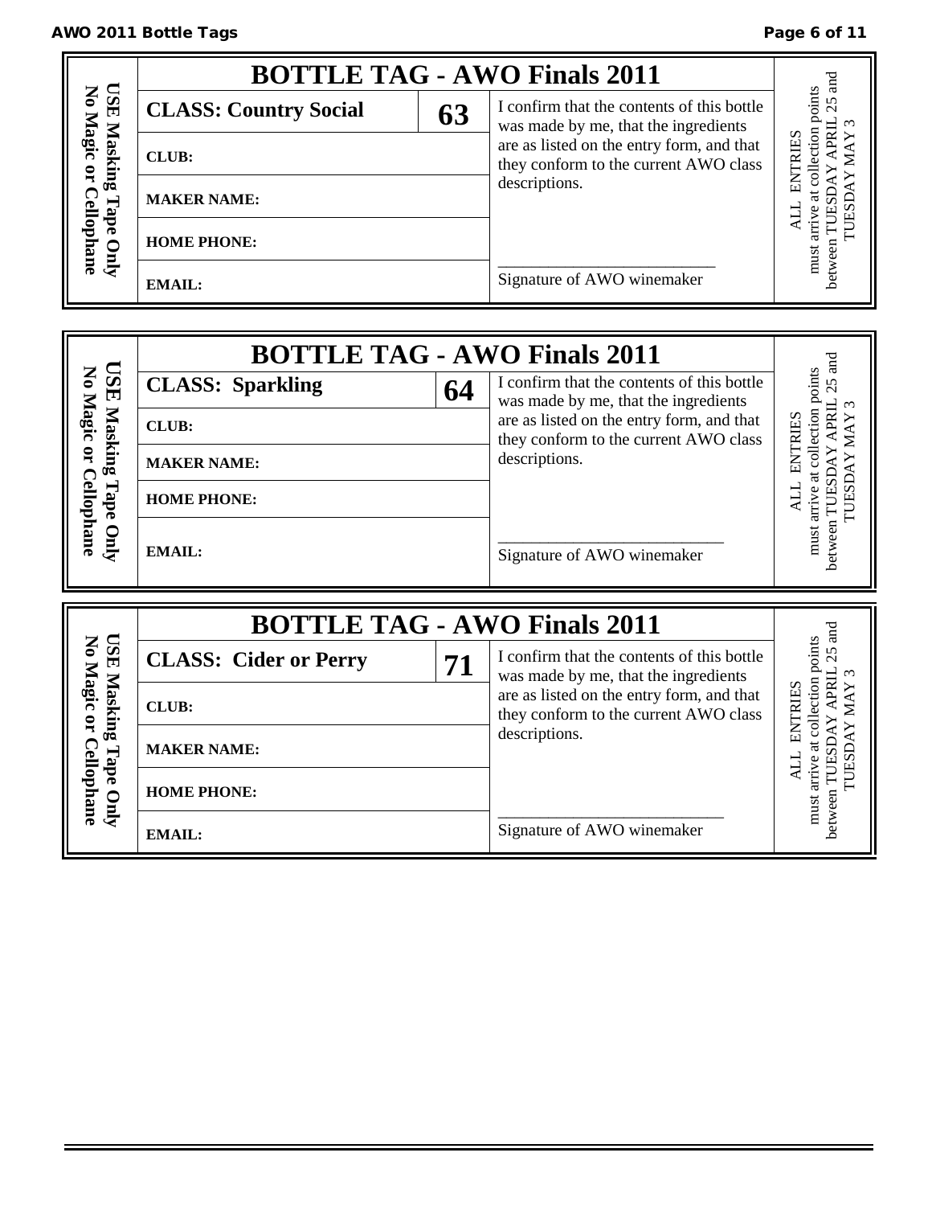## BOTTLE TAG - AWO Finals 2011

**USE Masking Tape Only**
**No Magic or Cellophane**

| **CLASS: Country Social** | **63** | I confirm that the contents of this bottle was made by me, that the ingredients are as listed on the entry form, and that they conform to the current AWO class descriptions. |
|---|---|---|
| **CLUB:** | | |
| **MAKER NAME:** | | |
| **HOME PHONE:** | | ___________________________ |
| **EMAIL:** | | Signature of AWO winemaker |

ALL ENTRIES must arrive at collection points between TUESDAY APRIL 25 and TUESDAY MAY 3

## BOTTLE TAG - AWO Finals 2011

**USE Masking Tape Only**
**No Magic or Cellophane**

| **CLASS: Sparkling** | **64** | I confirm that the contents of this bottle was made by me, that the ingredients are as listed on the entry form, and that they conform to the current AWO class descriptions. |
|---|---|---|
| **CLUB:** | | |
| **MAKER NAME:** | | |
| **HOME PHONE:** | | ___________________________ |
| **EMAIL:** | | Signature of AWO winemaker |

ALL ENTRIES must arrive at collection points between TUESDAY APRIL 25 and TUESDAY MAY 3

## BOTTLE TAG - AWO Finals 2011

**USE Masking Tape Only**
**No Magic or Cellophane**

| **CLASS: Cider or Perry** | **71** | I confirm that the contents of this bottle was made by me, that the ingredients are as listed on the entry form, and that they conform to the current AWO class descriptions. |
|---|---|---|
| **CLUB:** | | |
| **MAKER NAME:** | | |
| **HOME PHONE:** | | ___________________________ |
| **EMAIL:** | | Signature of AWO winemaker |

ALL ENTRIES must arrive at collection points between TUESDAY APRIL 25 and TUESDAY MAY 3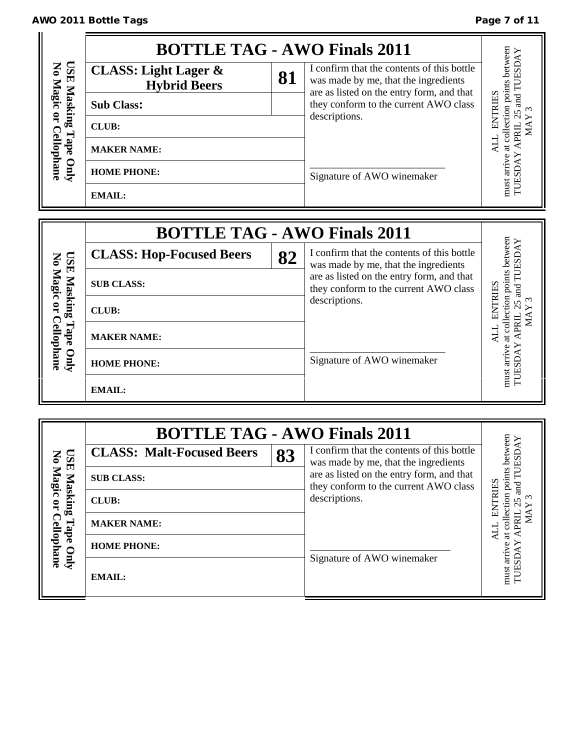## BOTTLE TAG - AWO Finals 2011

USE Masking Tape Only
No Magic or Cellophane

| **CLASS: Light Lager & Hybrid Beers** | **81** |
|---|---|
| **Sub Class:** | |
| **CLUB:** | |
| **MAKER NAME:** | |
| **HOME PHONE:** | |
| **EMAIL:** | |

I confirm that the contents of this bottle was made by me, that the ingredients are as listed on the entry form, and that they conform to the current AWO class descriptions.

___________________________
Signature of AWO winemaker

ALL ENTRIES
must arrive at collection points between TUESDAY APRIL 25 and TUESDAY MAY 3

## BOTTLE TAG - AWO Finals 2011

USE Masking Tape Only
No Magic or Cellophane

| **CLASS: Hop-Focused Beers** | **82** |
|---|---|
| **SUB CLASS:** | |
| **CLUB:** | |
| **MAKER NAME:** | |
| **HOME PHONE:** | |
| **EMAIL:** | |

I confirm that the contents of this bottle was made by me, that the ingredients are as listed on the entry form, and that they conform to the current AWO class descriptions.

___________________________
Signature of AWO winemaker

ALL ENTRIES
must arrive at collection points between TUESDAY APRIL 25 and TUESDAY MAY 3

## BOTTLE TAG - AWO Finals 2011

USE Masking Tape Only
No Magic or Cellophane

| **CLASS: Malt-Focused Beers** | **83** |
|---|---|
| **SUB CLASS:** | |
| **CLUB:** | |
| **MAKER NAME:** | |
| **HOME PHONE:** | |
| **EMAIL:** | |

I confirm that the contents of this bottle was made by me, that the ingredients are as listed on the entry form, and that they conform to the current AWO class descriptions.

___________________________
Signature of AWO winemaker

ALL ENTRIES
must arrive at collection points between TUESDAY APRIL 25 and TUESDAY MAY 3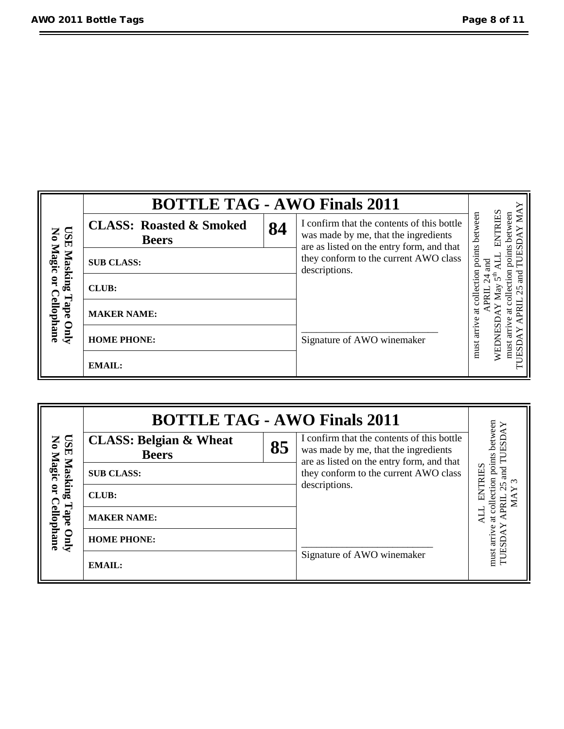## BOTTLE TAG - AWO Finals 2011

**USE Masking Tape Only**
**No Magic or Cellophane**

| **CLASS: Roasted & Smoked Beers** | **84** | I confirm that the contents of this bottle was made by me, that the ingredients are as listed on the entry form, and that they conform to the current AWO class descriptions. |
|---|---|---|
| **SUB CLASS:** | | |
| **CLUB:** | | |
| **MAKER NAME:** | | |
| **HOME PHONE:** | | ___________________________ Signature of AWO winemaker |
| **EMAIL:** | | |

must arrive at collection points between APRIL 24 and WEDNESDAY May 5th ALL ENTRIES must arrive at collection points between TUESDAY APRIL 25 and TUESDAY MAY

## BOTTLE TAG - AWO Finals 2011

**USE Masking Tape Only**
**No Magic or Cellophane**

| **CLASS: Belgian & Wheat Beers** | **85** | I confirm that the contents of this bottle was made by me, that the ingredients are as listed on the entry form, and that they conform to the current AWO class descriptions. |
|---|---|---|
| **SUB CLASS:** | | |
| **CLUB:** | | |
| **MAKER NAME:** | | |
| **HOME PHONE:** | | ___________________________ Signature of AWO winemaker |
| **EMAIL:** | | |

ALL ENTRIES must arrive at collection points between TUESDAY APRIL 25 and TUESDAY MAY 3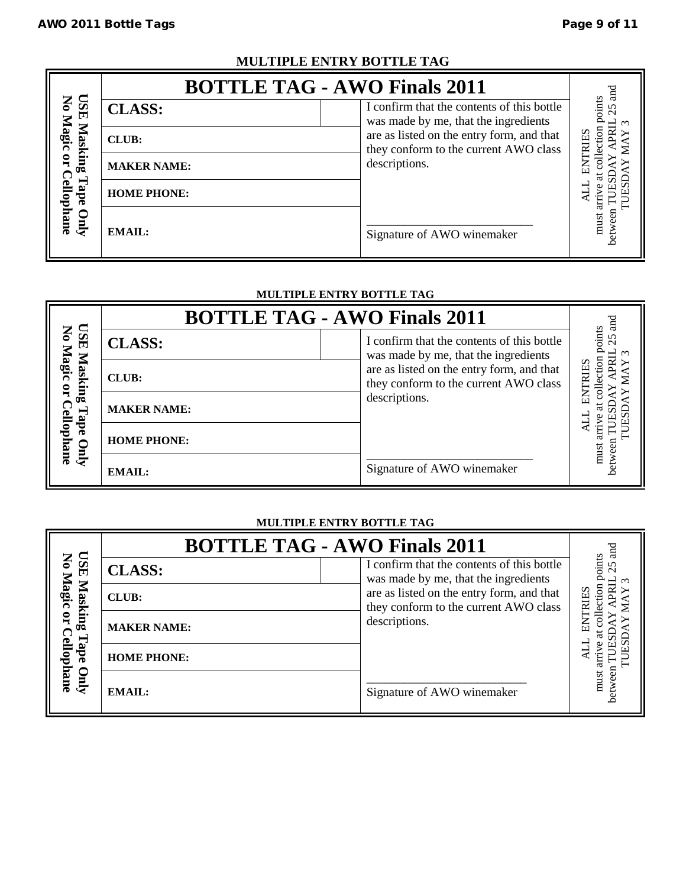## MULTIPLE ENTRY BOTTLE TAG

| USE Masking Tape Only No Magic or Cellophane | BOTTLE TAG - AWO Finals 2011 | | | ALL ENTRIES must arrive at collection points between TUESDAY APRIL 25 and TUESDAY MAY 3 |
|---|---|---|---|---|
| | **CLASS:** | | I confirm that the contents of this bottle was made by me, that the ingredients are as listed on the entry form, and that they conform to the current AWO class descriptions. | |
| | **CLUB:** | | | |
| | **MAKER NAME:** | | | |
| | **HOME PHONE:** | | | |
| | **EMAIL:** | | \_\_\_\_\_\_\_\_\_\_\_\_\_\_\_\_\_\_\_\_\_\_\_\_\_\_ Signature of AWO winemaker | |

## MULTIPLE ENTRY BOTTLE TAG

| USE Masking Tape Only No Magic or Cellophane | BOTTLE TAG - AWO Finals 2011 | | | ALL ENTRIES must arrive at collection points between TUESDAY APRIL 25 and TUESDAY MAY 3 |
|---|---|---|---|---|
| | **CLASS:** | | I confirm that the contents of this bottle was made by me, that the ingredients are as listed on the entry form, and that they conform to the current AWO class descriptions. | |
| | **CLUB:** | | | |
| | **MAKER NAME:** | | | |
| | **HOME PHONE:** | | | |
| | **EMAIL:** | | \_\_\_\_\_\_\_\_\_\_\_\_\_\_\_\_\_\_\_\_\_\_\_\_\_\_ Signature of AWO winemaker | |

## MULTIPLE ENTRY BOTTLE TAG

| USE Masking Tape Only No Magic or Cellophane | BOTTLE TAG - AWO Finals 2011 | | | ALL ENTRIES must arrive at collection points between TUESDAY APRIL 25 and TUESDAY MAY 3 |
|---|---|---|---|---|
| | **CLASS:** | | I confirm that the contents of this bottle was made by me, that the ingredients are as listed on the entry form, and that they conform to the current AWO class descriptions. | |
| | **CLUB:** | | | |
| | **MAKER NAME:** | | | |
| | **HOME PHONE:** | | | |
| | **EMAIL:** | | \_\_\_\_\_\_\_\_\_\_\_\_\_\_\_\_\_\_\_\_\_\_\_\_\_\_ Signature of AWO winemaker | |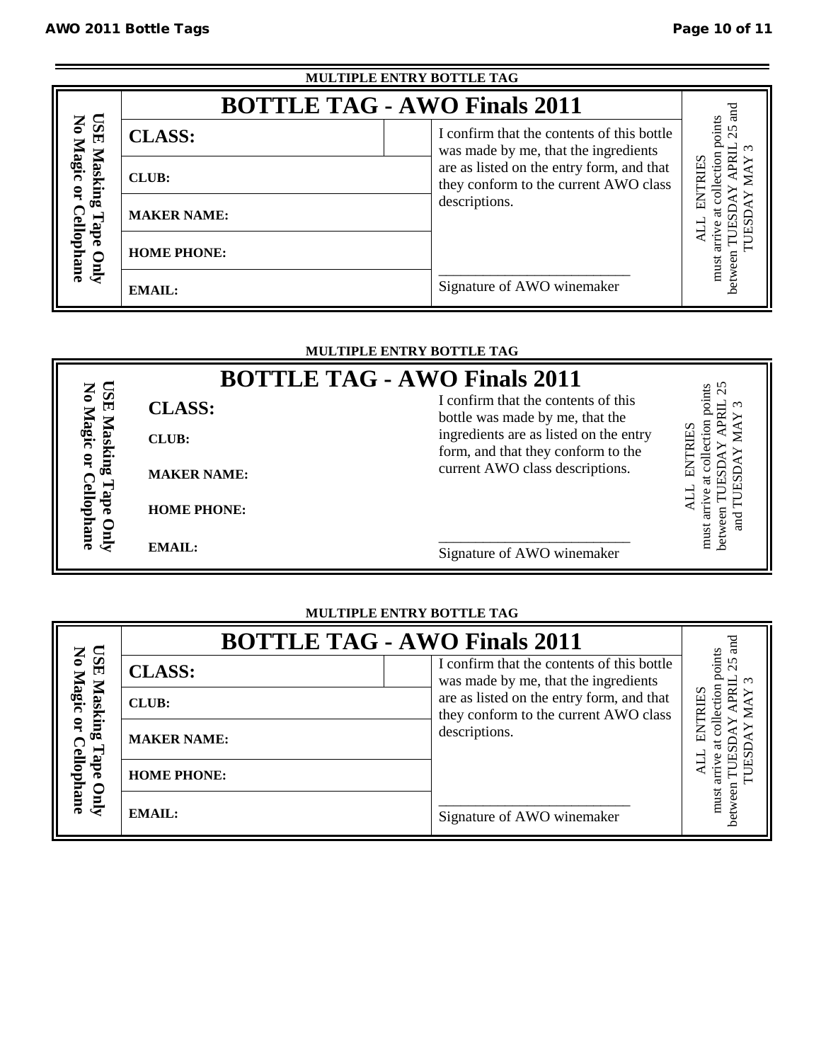**MULTIPLE ENTRY BOTTLE TAG**

| USE Masking Tape Only<br>No Magic or Cellophane | BOTTLE TAG - AWO Finals 2011 | | | ALL ENTRIES must arrive at collection points between TUESDAY APRIL 25 and TUESDAY MAY 3 |
|---|---|---|---|---|
| | **CLASS:** | | I confirm that the contents of this bottle was made by me, that the ingredients are as listed on the entry form, and that they conform to the current AWO class descriptions. | |
| | **CLUB:** | | | |
| | **MAKER NAME:** | | | |
| | **HOME PHONE:** | | | |
| | **EMAIL:** | | ___________________________<br>Signature of AWO winemaker | |

**MULTIPLE ENTRY BOTTLE TAG**

| USE Masking Tape Only<br>No Magic or Cellophane | BOTTLE TAG - AWO Finals 2011 | | ALL ENTRIES must arrive at collection points between TUESDAY APRIL 25 and TUESDAY MAY 3 |
|---|---|---|---|
| | **CLASS:** | I confirm that the contents of this bottle was made by me, that the ingredients are as listed on the entry form, and that they conform to the current AWO class descriptions. | |
| | **CLUB:** | | |
| | **MAKER NAME:** | | |
| | **HOME PHONE:** | | |
| | **EMAIL:** | ___________________________<br>Signature of AWO winemaker | |

**MULTIPLE ENTRY BOTTLE TAG**

| USE Masking Tape Only<br>No Magic or Cellophane | BOTTLE TAG - AWO Finals 2011 | | | ALL ENTRIES must arrive at collection points between TUESDAY APRIL 25 and TUESDAY MAY 3 |
|---|---|---|---|---|
| | **CLASS:** | | I confirm that the contents of this bottle was made by me, that the ingredients are as listed on the entry form, and that they conform to the current AWO class descriptions. | |
| | **CLUB:** | | | |
| | **MAKER NAME:** | | | |
| | **HOME PHONE:** | | | |
| | **EMAIL:** | | ___________________________<br>Signature of AWO winemaker | |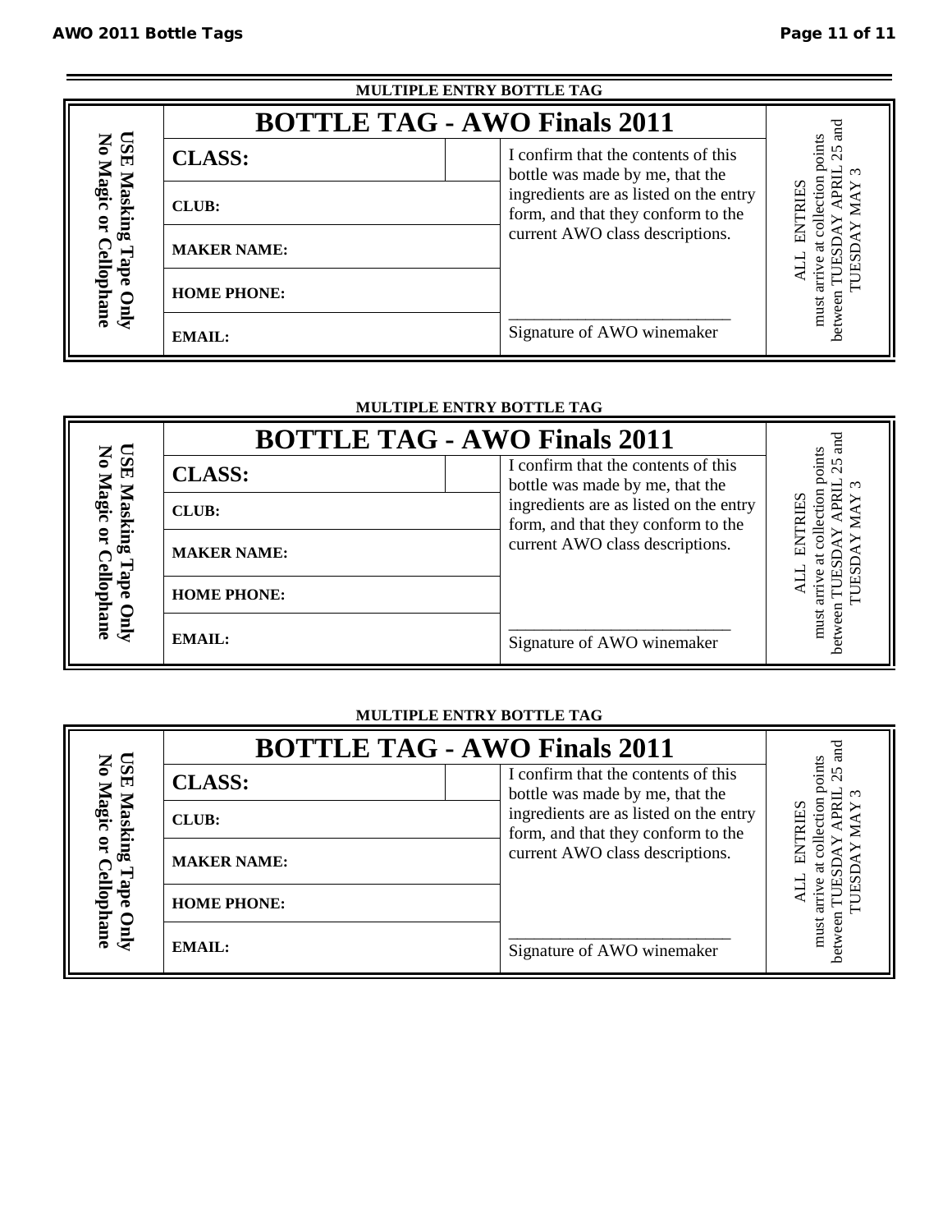**MULTIPLE ENTRY BOTTLE TAG**

| USE Masking Tape Only No Magic or Cellophane | BOTTLE TAG - AWO Finals 2011 | | | ALL ENTRIES must arrive at collection points between TUESDAY APRIL 25 and TUESDAY MAY 3 |
|---|---|---|---|---|
| | **CLASS:** | | I confirm that the contents of this bottle was made by me, that the ingredients are as listed on the entry form, and that they conform to the current AWO class descriptions. | |
| | **CLUB:** | | | |
| | **MAKER NAME:** | | | |
| | **HOME PHONE:** | | | |
| | **EMAIL:** | | ___________________________ Signature of AWO winemaker | |

**MULTIPLE ENTRY BOTTLE TAG**

| USE Masking Tape Only No Magic or Cellophane | BOTTLE TAG - AWO Finals 2011 | | | ALL ENTRIES must arrive at collection points between TUESDAY APRIL 25 and TUESDAY MAY 3 |
|---|---|---|---|---|
| | **CLASS:** | | I confirm that the contents of this bottle was made by me, that the ingredients are as listed on the entry form, and that they conform to the current AWO class descriptions. | |
| | **CLUB:** | | | |
| | **MAKER NAME:** | | | |
| | **HOME PHONE:** | | | |
| | **EMAIL:** | | ___________________________ Signature of AWO winemaker | |

**MULTIPLE ENTRY BOTTLE TAG**

| USE Masking Tape Only No Magic or Cellophane | BOTTLE TAG - AWO Finals 2011 | | | ALL ENTRIES must arrive at collection points between TUESDAY APRIL 25 and TUESDAY MAY 3 |
|---|---|---|---|---|
| | **CLASS:** | | I confirm that the contents of this bottle was made by me, that the ingredients are as listed on the entry form, and that they conform to the current AWO class descriptions. | |
| | **CLUB:** | | | |
| | **MAKER NAME:** | | | |
| | **HOME PHONE:** | | | |
| | **EMAIL:** | | ___________________________ Signature of AWO winemaker | |